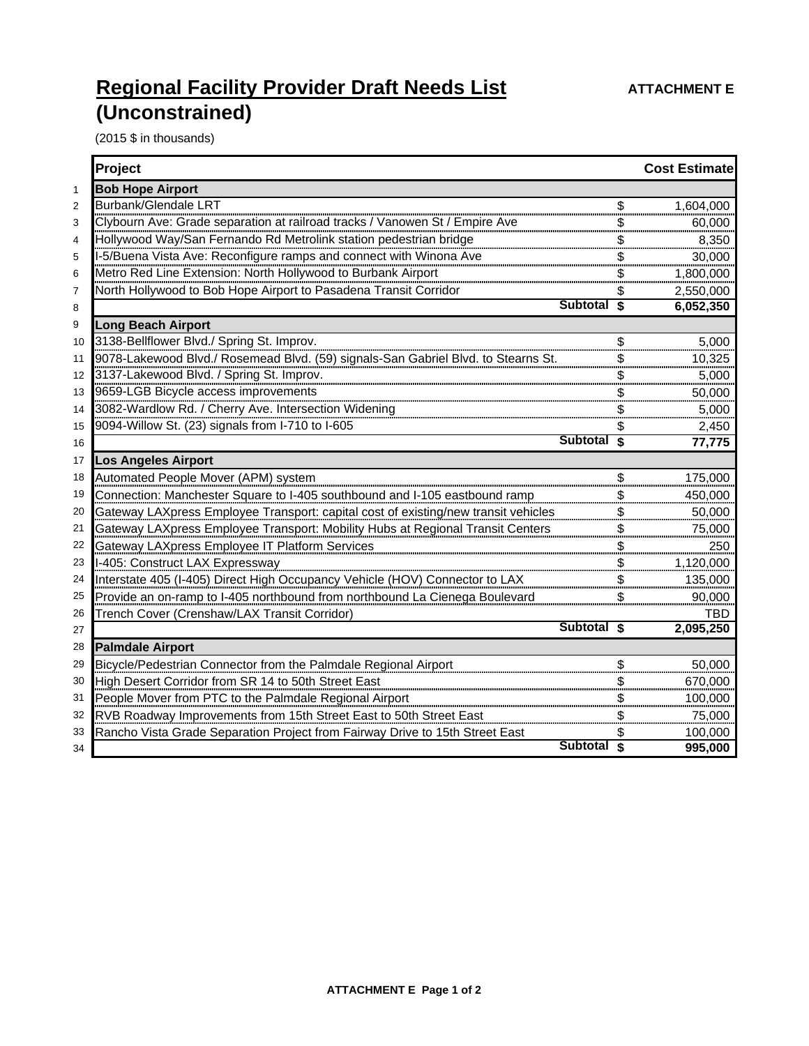# Regional Facility Provider Draft Needs List (Unconstrained)

**ATTACHMENT E**

(2015 $ in thousands)

| | Project | | Cost Estimate |
|---|---|---|---|
| 1 | **Bob Hope Airport** | | |
| 2 | Burbank/Glendale LRT | $ | 1,604,000 |
| 3 | Clybourn Ave: Grade separation at railroad tracks / Vanowen St / Empire Ave | $ | 60,000 |
| 4 | Hollywood Way/San Fernando Rd Metrolink station pedestrian bridge | $ | 8,350 |
| 5 | I-5/Buena Vista Ave: Reconfigure ramps and connect with Winona Ave | $ | 30,000 |
| 6 | Metro Red Line Extension: North Hollywood to Burbank Airport | $ | 1,800,000 |
| 7 | North Hollywood to Bob Hope Airport to Pasadena Transit Corridor | $ | 2,550,000 |
| 8 | **Subtotal** | **$** | **6,052,350** |
| 9 | **Long Beach Airport** | | |
| 10 | 3138-Bellflower Blvd./ Spring St. Improv. | $ | 5,000 |
| 11 | 9078-Lakewood Blvd./ Rosemead Blvd. (59) signals-San Gabriel Blvd. to Stearns St. | $ | 10,325 |
| 12 | 3137-Lakewood Blvd. / Spring St. Improv. | $ | 5,000 |
| 13 | 9659-LGB Bicycle access improvements | $ | 50,000 |
| 14 | 3082-Wardlow Rd. / Cherry Ave. Intersection Widening | $ | 5,000 |
| 15 | 9094-Willow St. (23) signals from I-710 to I-605 | $ | 2,450 |
| 16 | **Subtotal** | **$** | **77,775** |
| 17 | **Los Angeles Airport** | | |
| 18 | Automated People Mover (APM) system | $ | 175,000 |
| 19 | Connection: Manchester Square to I-405 southbound and I-105 eastbound ramp | $ | 450,000 |
| 20 | Gateway LAXpress Employee Transport: capital cost of existing/new transit vehicles | $ | 50,000 |
| 21 | Gateway LAXpress Employee Transport: Mobility Hubs at Regional Transit Centers | $ | 75,000 |
| 22 | Gateway LAXpress Employee IT Platform Services | $ | 250 |
| 23 | I-405: Construct LAX Expressway | $ | 1,120,000 |
| 24 | Interstate 405 (I-405) Direct High Occupancy Vehicle (HOV) Connector to LAX | $ | 135,000 |
| 25 | Provide an on-ramp to I-405 northbound from northbound La Cienega Boulevard | $ | 90,000 |
| 26 | Trench Cover (Crenshaw/LAX Transit Corridor) | | TBD |
| 27 | **Subtotal** | **$** | **2,095,250** |
| 28 | **Palmdale Airport** | | |
| 29 | Bicycle/Pedestrian Connector from the Palmdale Regional Airport | $ | 50,000 |
| 30 | High Desert Corridor from SR 14 to 50th Street East | $ | 670,000 |
| 31 | People Mover from PTC to the Palmdale Regional Airport | $ | 100,000 |
| 32 | RVB Roadway Improvements from 15th Street East to 50th Street East | $ | 75,000 |
| 33 | Rancho Vista Grade Separation Project from Fairway Drive to 15th Street East | $ | 100,000 |
| 34 | **Subtotal** | **$** | **995,000** |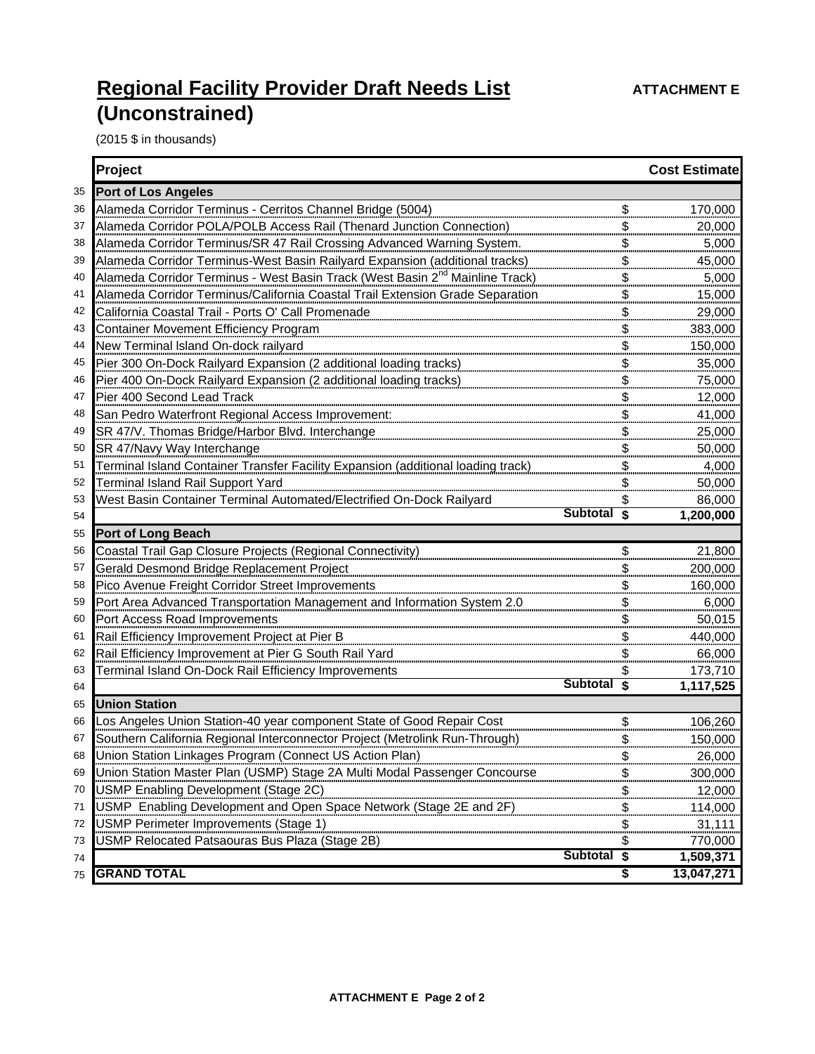# Regional Facility Provider Draft Needs List (Unconstrained)

**ATTACHMENT E**

(2015 $ in thousands)

| Project | | Cost Estimate |
|---|---|---|
| **Port of Los Angeles** | | |
| Alameda Corridor Terminus - Cerritos Channel Bridge (5004) | $ | 170,000 |
| Alameda Corridor POLA/POLB Access Rail (Thenard Junction Connection) | $ | 20,000 |
| Alameda Corridor Terminus/SR 47 Rail Crossing Advanced Warning System. | $ | 5,000 |
| Alameda Corridor Terminus-West Basin Railyard Expansion (additional tracks) | $ | 45,000 |
| Alameda Corridor Terminus - West Basin Track (West Basin 2nd Mainline Track) | $ | 5,000 |
| Alameda Corridor Terminus/California Coastal Trail Extension Grade Separation | $ | 15,000 |
| California Coastal Trail - Ports O' Call Promenade | $ | 29,000 |
| Container Movement Efficiency Program | $ | 383,000 |
| New Terminal Island On-dock railyard | $ | 150,000 |
| Pier 300 On-Dock Railyard Expansion (2 additional loading tracks) | $ | 35,000 |
| Pier 400 On-Dock Railyard Expansion (2 additional loading tracks) | $ | 75,000 |
| Pier 400 Second Lead Track | $ | 12,000 |
| San Pedro Waterfront Regional Access Improvement: | $ | 41,000 |
| SR 47/V. Thomas Bridge/Harbor Blvd. Interchange | $ | 25,000 |
| SR 47/Navy Way Interchange | $ | 50,000 |
| Terminal Island Container Transfer Facility Expansion (additional loading track) | $ | 4,000 |
| Terminal Island Rail Support Yard | $ | 50,000 |
| West Basin Container Terminal Automated/Electrified On-Dock Railyard | $ | 86,000 |
| **Subtotal** | **$** | **1,200,000** |
| **Port of Long Beach** | | |
| Coastal Trail Gap Closure Projects (Regional Connectivity) | $ | 21,800 |
| Gerald Desmond Bridge Replacement Project | $ | 200,000 |
| Pico Avenue Freight Corridor Street Improvements | $ | 160,000 |
| Port Area Advanced Transportation Management and Information System 2.0 | $ | 6,000 |
| Port Access Road Improvements | $ | 50,015 |
| Rail Efficiency Improvement Project at Pier B | $ | 440,000 |
| Rail Efficiency Improvement at Pier G South Rail Yard | $ | 66,000 |
| Terminal Island On-Dock Rail Efficiency Improvements | $ | 173,710 |
| **Subtotal** | **$** | **1,117,525** |
| **Union Station** | | |
| Los Angeles Union Station-40 year component State of Good Repair Cost | $ | 106,260 |
| Southern California Regional Interconnector Project (Metrolink Run-Through) | $ | 150,000 |
| Union Station Linkages Program (Connect US Action Plan) | $ | 26,000 |
| Union Station Master Plan (USMP) Stage 2A Multi Modal Passenger Concourse | $ | 300,000 |
| USMP Enabling Development (Stage 2C) | $ | 12,000 |
| USMP Enabling Development and Open Space Network (Stage 2E and 2F) | $ | 114,000 |
| USMP Perimeter Improvements (Stage 1) | $ | 31,111 |
| USMP Relocated Patsaouras Bus Plaza (Stage 2B) | $ | 770,000 |
| **Subtotal** | **$** | **1,509,371** |
| **GRAND TOTAL** | **$** | **13,047,271** |